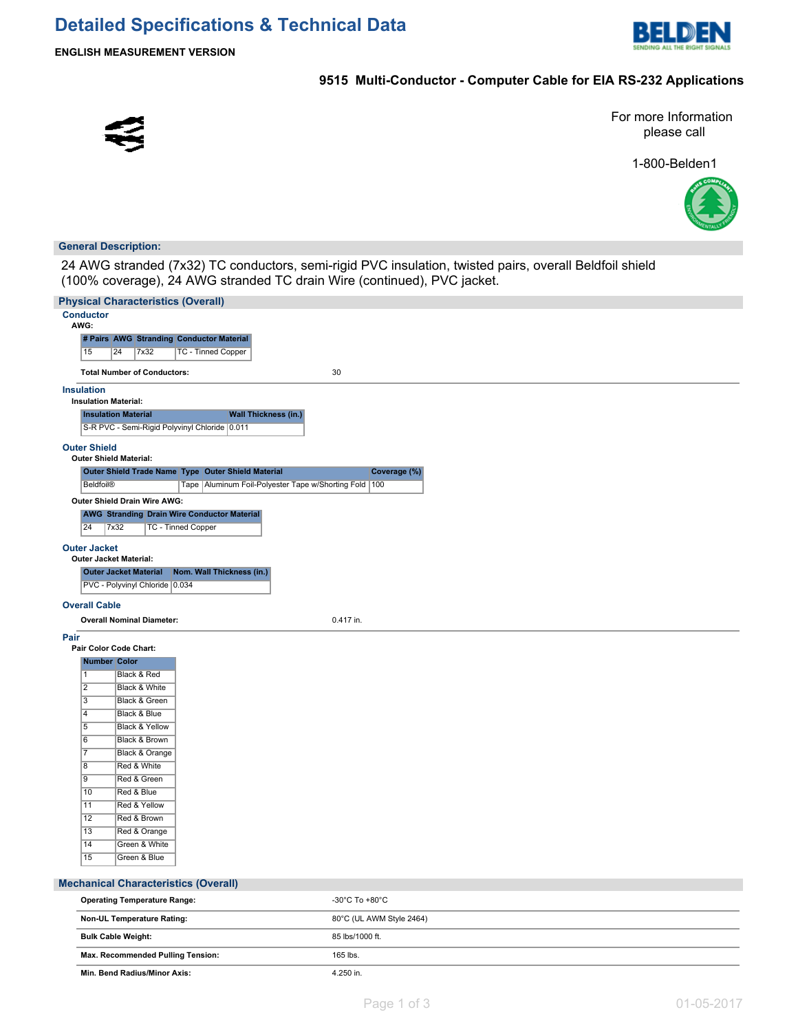# Detailed Specifications & Technical Data

**ENGLISH MEASUREMENT VERSION**

## 9515 Multi-Conductor - Computer Cable for EIA RS-232 Applications

For more Information please call

1-800-Belden1

## General Description:

24 AWG stranded (7x32) TC conductors, semi-rigid PVC insulation, twisted pairs, overall Beldfoil shield (100% coverage), 24 AWG stranded TC drain Wire (continued), PVC jacket.

## Physical Characteristics (Overall)

### Conductor

**AWG:**

| # Pairs | AWG | Stranding | Conductor Material |
|---|---|---|---|
| 15 | 24 | 7x32 | TC - Tinned Copper |

**Total Number of Conductors:** 30

### Insulation

**Insulation Material:**

| Insulation Material | Wall Thickness (in.) |
|---|---|
| S-R PVC - Semi-Rigid Polyvinyl Chloride | 0.011 |

### Outer Shield

**Outer Shield Material:**

| Outer Shield Trade Name | Type | Outer Shield Material | Coverage (%) |
|---|---|---|---|
| Beldfoil® | Tape | Aluminum Foil-Polyester Tape w/Shorting Fold | 100 |

**Outer Shield Drain Wire AWG:**

| AWG | Stranding | Drain Wire Conductor Material |
|---|---|---|
| 24 | 7x32 | TC - Tinned Copper |

### Outer Jacket

**Outer Jacket Material:**

| Outer Jacket Material | Nom. Wall Thickness (in.) |
|---|---|
| PVC - Polyvinyl Chloride | 0.034 |

### Overall Cable

**Overall Nominal Diameter:** 0.417 in.

### Pair

**Pair Color Code Chart:**

| Number | Color |
|---|---|
| 1 | Black & Red |
| 2 | Black & White |
| 3 | Black & Green |
| 4 | Black & Blue |
| 5 | Black & Yellow |
| 6 | Black & Brown |
| 7 | Black & Orange |
| 8 | Red & White |
| 9 | Red & Green |
| 10 | Red & Blue |
| 11 | Red & Yellow |
| 12 | Red & Brown |
| 13 | Red & Orange |
| 14 | Green & White |
| 15 | Green & Blue |

## Mechanical Characteristics (Overall)

| | |
|---|---|
| **Operating Temperature Range:** | -30°C To +80°C |
| **Non-UL Temperature Rating:** | 80°C (UL AWM Style 2464) |
| **Bulk Cable Weight:** | 85 lbs/1000 ft. |
| **Max. Recommended Pulling Tension:** | 165 lbs. |
| **Min. Bend Radius/Minor Axis:** | 4.250 in. |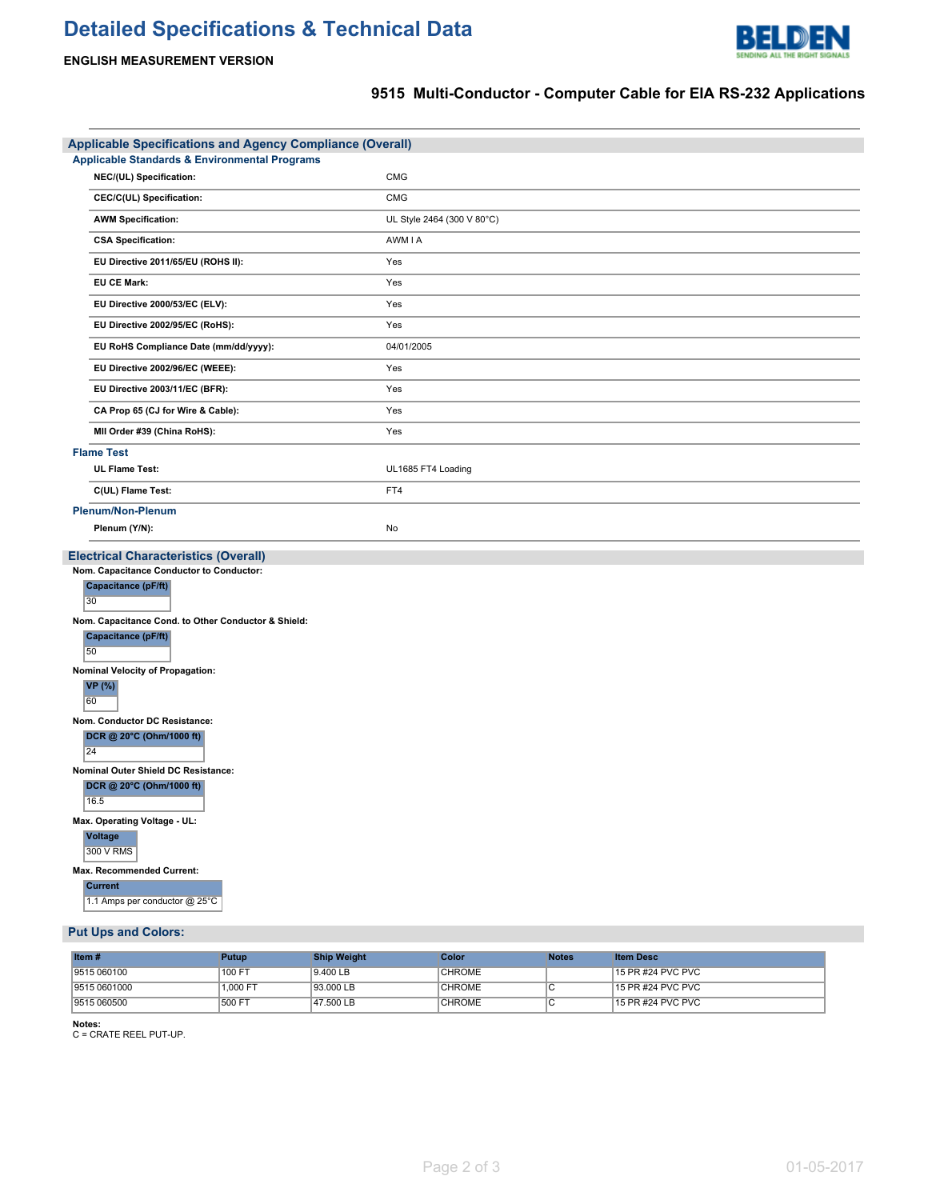# Detailed Specifications & Technical Data

**ENGLISH MEASUREMENT VERSION**

## 9515 Multi-Conductor - Computer Cable for EIA RS-232 Applications

## Applicable Specifications and Agency Compliance (Overall)

### Applicable Standards & Environmental Programs

| | |
|---|---|
| **NEC/(UL) Specification:** | CMG |
| **CEC/C(UL) Specification:** | CMG |
| **AWM Specification:** | UL Style 2464 (300 V 80°C) |
| **CSA Specification:** | AWM I A |
| **EU Directive 2011/65/EU (ROHS II):** | Yes |
| **EU CE Mark:** | Yes |
| **EU Directive 2000/53/EC (ELV):** | Yes |
| **EU Directive 2002/95/EC (RoHS):** | Yes |
| **EU RoHS Compliance Date (mm/dd/yyyy):** | 04/01/2005 |
| **EU Directive 2002/96/EC (WEEE):** | Yes |
| **EU Directive 2003/11/EC (BFR):** | Yes |
| **CA Prop 65 (CJ for Wire & Cable):** | Yes |
| **MII Order #39 (China RoHS):** | Yes |

### Flame Test

| | |
|---|---|
| **UL Flame Test:** | UL1685 FT4 Loading |
| **C(UL) Flame Test:** | FT4 |

### Plenum/Non-Plenum

| | |
|---|---|
| **Plenum (Y/N):** | No |

## Electrical Characteristics (Overall)

**Nom. Capacitance Conductor to Conductor:**

| Capacitance (pF/ft) |
|---|
| 30 |

**Nom. Capacitance Cond. to Other Conductor & Shield:**

| Capacitance (pF/ft) |
|---|
| 50 |

**Nominal Velocity of Propagation:**

| VP (%) |
|---|
| 60 |

**Nom. Conductor DC Resistance:**

| DCR @ 20°C (Ohm/1000 ft) |
|---|
| 24 |

**Nominal Outer Shield DC Resistance:**

| DCR @ 20°C (Ohm/1000 ft) |
|---|
| 16.5 |

**Max. Operating Voltage - UL:**

| Voltage |
|---|
| 300 V RMS |

**Max. Recommended Current:**

| Current |
|---|
| 1.1 Amps per conductor @ 25°C |

## Put Ups and Colors:

| Item # | Putup | Ship Weight | Color | Notes | Item Desc |
|---|---|---|---|---|---|
| 9515 060100 | 100 FT | 9.400 LB | CHROME | | 15 PR #24 PVC PVC |
| 9515 0601000 | 1,000 FT | 93.000 LB | CHROME | C | 15 PR #24 PVC PVC |
| 9515 060500 | 500 FT | 47.500 LB | CHROME | C | 15 PR #24 PVC PVC |

**Notes:**
C = CRATE REEL PUT-UP.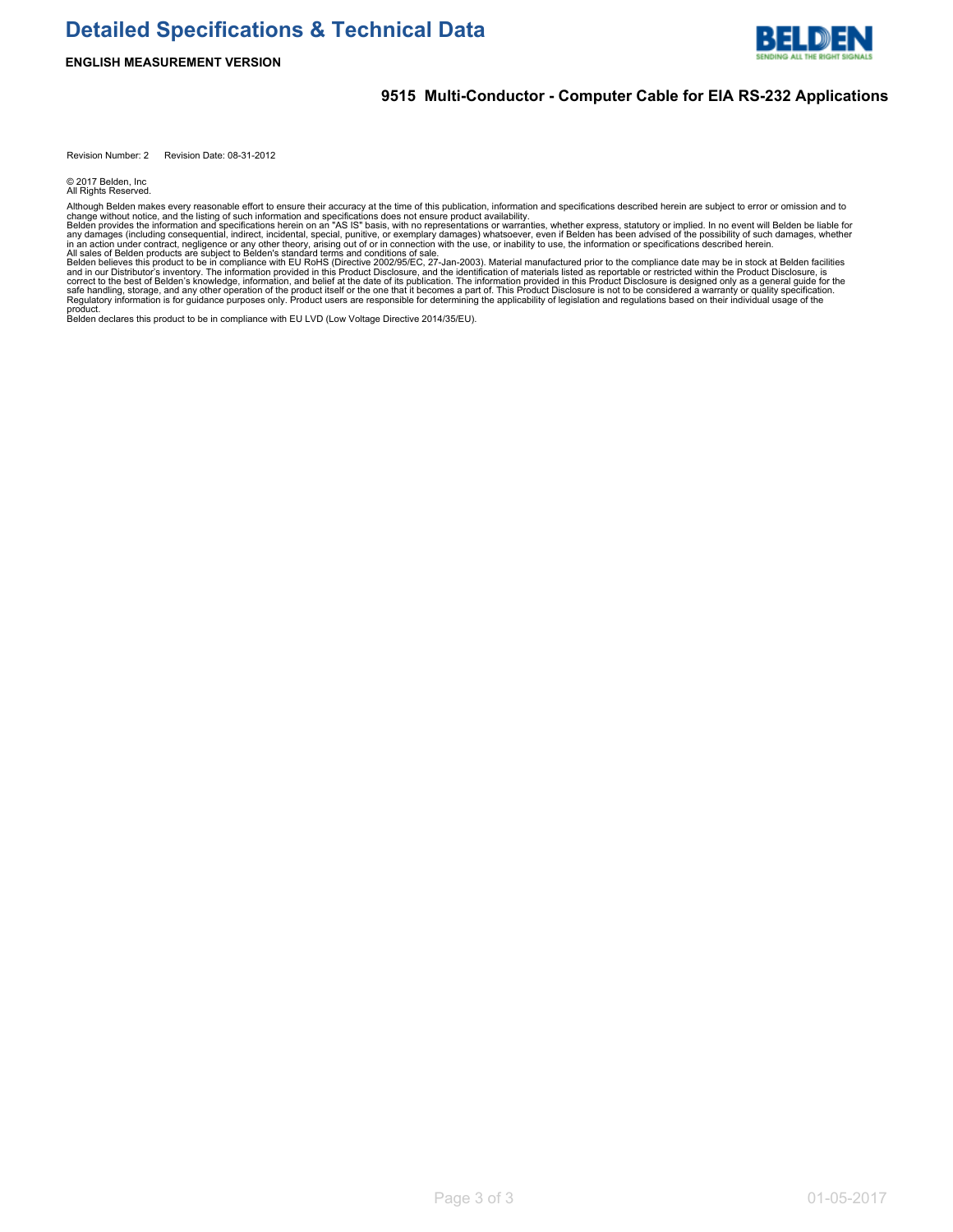# Detailed Specifications & Technical Data

**ENGLISH MEASUREMENT VERSION**

## 9515 Multi-Conductor - Computer Cable for EIA RS-232 Applications

Revision Number: 2 Revision Date: 08-31-2012

© 2017 Belden, Inc
All Rights Reserved.

Although Belden makes every reasonable effort to ensure their accuracy at the time of this publication, information and specifications described herein are subject to error or omission and to change without notice, and the listing of such information and specifications does not ensure product availability.
Belden provides the information and specifications herein on an "AS IS" basis, with no representations or warranties, whether express, statutory or implied. In no event will Belden be liable for any damages (including consequential, indirect, incidental, special, punitive, or exemplary damages) whatsoever, even if Belden has been advised of the possibility of such damages, whether in an action under contract, negligence or any other theory, arising out of or in connection with the use, or inability to use, the information or specifications described herein.
All sales of Belden products are subject to Belden's standard terms and conditions of sale.
Belden believes this product to be in compliance with EU RoHS (Directive 2002/95/EC, 27-Jan-2003). Material manufactured prior to the compliance date may be in stock at Belden facilities and in our Distributor's inventory. The information provided in this Product Disclosure, and the identification of materials listed as reportable or restricted within the Product Disclosure, is correct to the best of Belden's knowledge, information, and belief at the date of its publication. The information provided in this Product Disclosure is designed only as a general guide for the safe handling, storage, and any other operation of the product itself or the one that it becomes a part of. This Product Disclosure is not to be considered a warranty or quality specification. Regulatory information is for guidance purposes only. Product users are responsible for determining the applicability of legislation and regulations based on their individual usage of the product.
Belden declares this product to be in compliance with EU LVD (Low Voltage Directive 2014/35/EU).